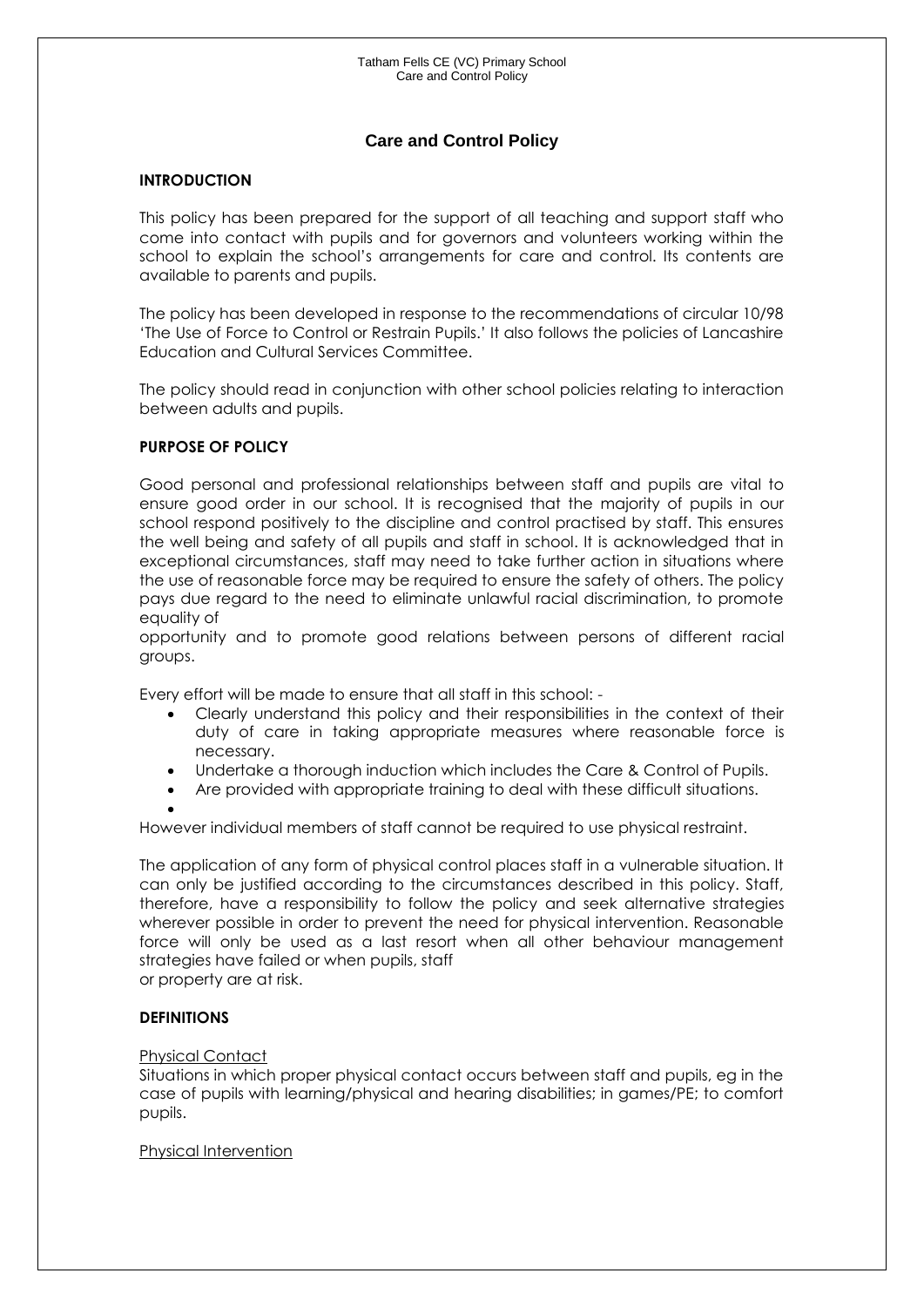# Care and Control Policy

## INTRODUCTION

This policy has been prepared for the support of all teaching and support staff who come into contact with pupils and for governors and volunteers working within the school to explain the school's arrangements for care and control. Its contents are available to parents and pupils.

The policy has been developed in response to the recommendations of circular 10/98 'The Use of Force to Control or Restrain Pupils.' It also follows the policies of Lancashire Education and Cultural Services Committee.

The policy should read in conjunction with other school policies relating to interaction between adults and pupils.

## PURPOSE OF POLICY

Good personal and professional relationships between staff and pupils are vital to ensure good order in our school. It is recognised that the majority of pupils in our school respond positively to the discipline and control practised by staff. This ensures the well being and safety of all pupils and staff in school. It is acknowledged that in exceptional circumstances, staff may need to take further action in situations where the use of reasonable force may be required to ensure the safety of others. The policy pays due regard to the need to eliminate unlawful racial discrimination, to promote equality of opportunity and to promote good relations between persons of different racial groups.

Every effort will be made to ensure that all staff in this school: -

- Clearly understand this policy and their responsibilities in the context of their duty of care in taking appropriate measures where reasonable force is necessary.
- Undertake a thorough induction which includes the Care & Control of Pupils.
- Are provided with appropriate training to deal with these difficult situations.

However individual members of staff cannot be required to use physical restraint.

The application of any form of physical control places staff in a vulnerable situation. It can only be justified according to the circumstances described in this policy. Staff, therefore, have a responsibility to follow the policy and seek alternative strategies wherever possible in order to prevent the need for physical intervention. Reasonable force will only be used as a last resort when all other behaviour management strategies have failed or when pupils, staff or property are at risk.

## DEFINITIONS

Physical Contact

Situations in which proper physical contact occurs between staff and pupils, eg in the case of pupils with learning/physical and hearing disabilities; in games/PE; to comfort pupils.

Physical Intervention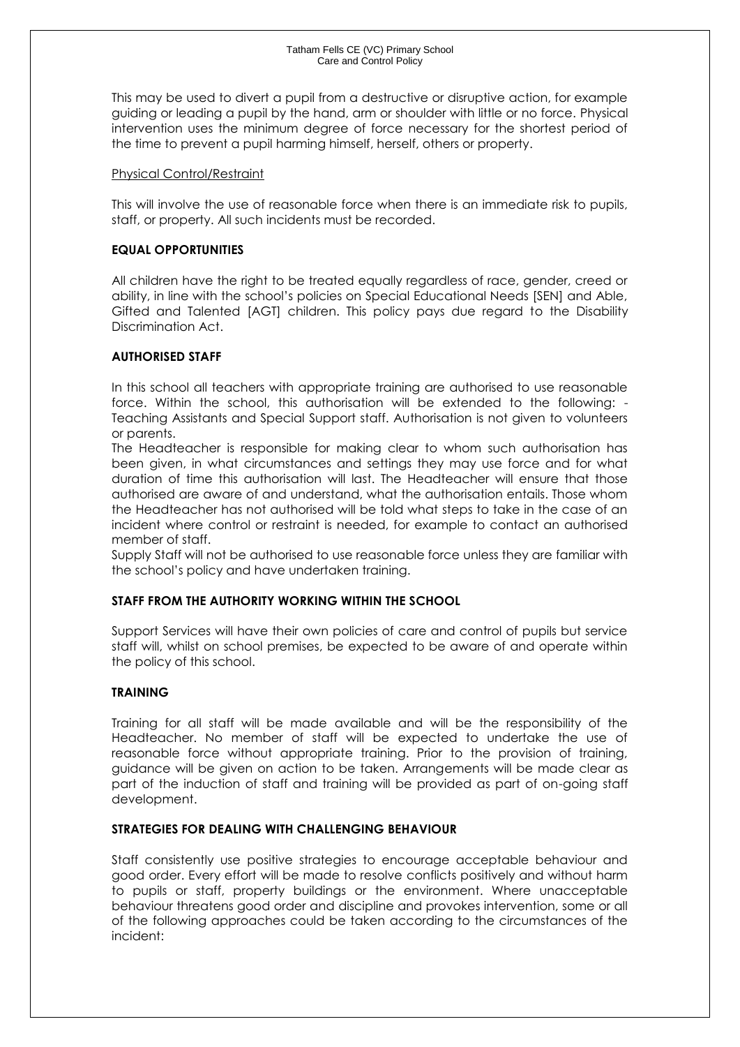This may be used to divert a pupil from a destructive or disruptive action, for example guiding or leading a pupil by the hand, arm or shoulder with little or no force. Physical intervention uses the minimum degree of force necessary for the shortest period of the time to prevent a pupil harming himself, herself, others or property.

<u>Physical Control/Restraint</u>

This will involve the use of reasonable force when there is an immediate risk to pupils, staff, or property. All such incidents must be recorded.

**EQUAL OPPORTUNITIES**

All children have the right to be treated equally regardless of race, gender, creed or ability, in line with the school's policies on Special Educational Needs [SEN] and Able, Gifted and Talented [AGT] children. This policy pays due regard to the Disability Discrimination Act.

**AUTHORISED STAFF**

In this school all teachers with appropriate training are authorised to use reasonable force. Within the school, this authorisation will be extended to the following: - Teaching Assistants and Special Support staff. Authorisation is not given to volunteers or parents.

The Headteacher is responsible for making clear to whom such authorisation has been given, in what circumstances and settings they may use force and for what duration of time this authorisation will last. The Headteacher will ensure that those authorised are aware of and understand, what the authorisation entails. Those whom the Headteacher has not authorised will be told what steps to take in the case of an incident where control or restraint is needed, for example to contact an authorised member of staff.

Supply Staff will not be authorised to use reasonable force unless they are familiar with the school's policy and have undertaken training.

**STAFF FROM THE AUTHORITY WORKING WITHIN THE SCHOOL**

Support Services will have their own policies of care and control of pupils but service staff will, whilst on school premises, be expected to be aware of and operate within the policy of this school.

**TRAINING**

Training for all staff will be made available and will be the responsibility of the Headteacher. No member of staff will be expected to undertake the use of reasonable force without appropriate training. Prior to the provision of training, guidance will be given on action to be taken. Arrangements will be made clear as part of the induction of staff and training will be provided as part of on-going staff development.

**STRATEGIES FOR DEALING WITH CHALLENGING BEHAVIOUR**

Staff consistently use positive strategies to encourage acceptable behaviour and good order. Every effort will be made to resolve conflicts positively and without harm to pupils or staff, property buildings or the environment. Where unacceptable behaviour threatens good order and discipline and provokes intervention, some or all of the following approaches could be taken according to the circumstances of the incident: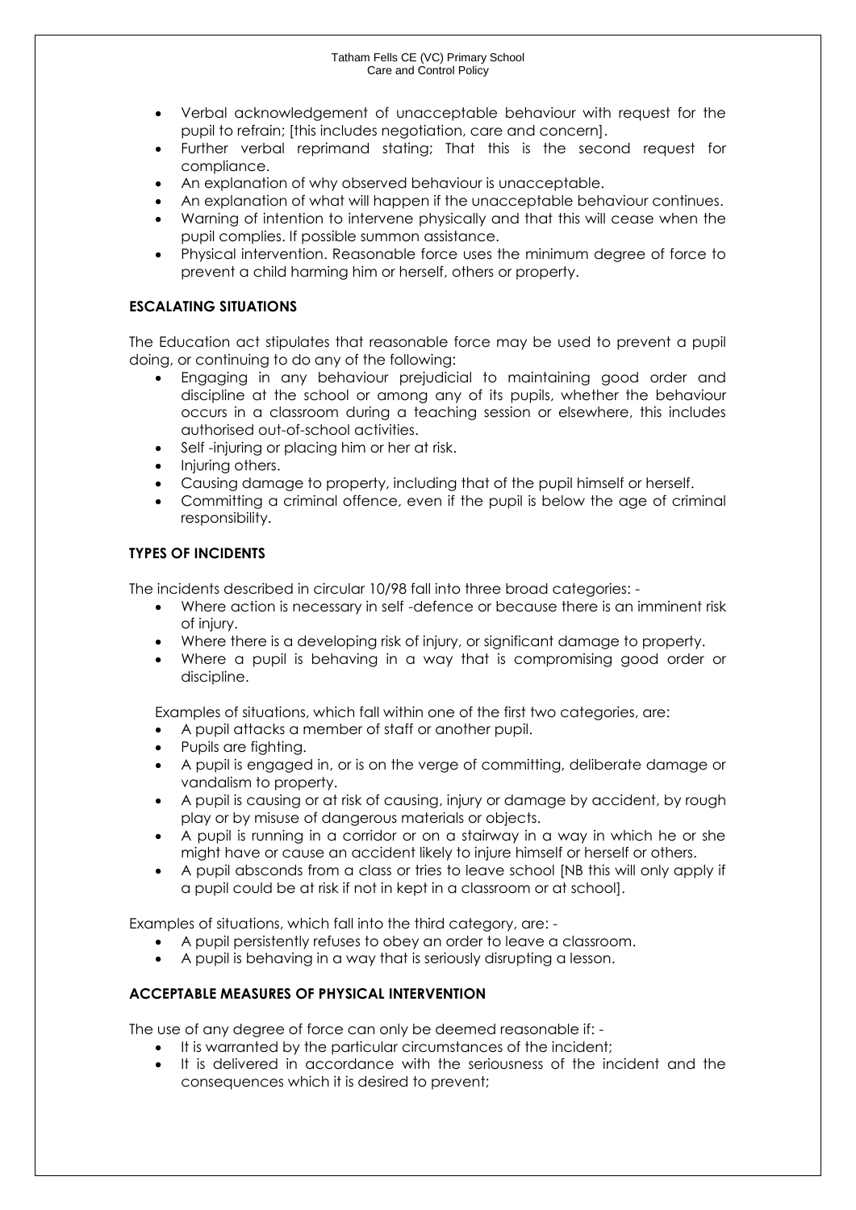- Verbal acknowledgement of unacceptable behaviour with request for the pupil to refrain; [this includes negotiation, care and concern].
- Further verbal reprimand stating; That this is the second request for compliance.
- An explanation of why observed behaviour is unacceptable.
- An explanation of what will happen if the unacceptable behaviour continues.
- Warning of intention to intervene physically and that this will cease when the pupil complies. If possible summon assistance.
- Physical intervention. Reasonable force uses the minimum degree of force to prevent a child harming him or herself, others or property.

**ESCALATING SITUATIONS**

The Education act stipulates that reasonable force may be used to prevent a pupil doing, or continuing to do any of the following:

- Engaging in any behaviour prejudicial to maintaining good order and discipline at the school or among any of its pupils, whether the behaviour occurs in a classroom during a teaching session or elsewhere, this includes authorised out-of-school activities.
- Self -injuring or placing him or her at risk.
- Injuring others.
- Causing damage to property, including that of the pupil himself or herself.
- Committing a criminal offence, even if the pupil is below the age of criminal responsibility.

**TYPES OF INCIDENTS**

The incidents described in circular 10/98 fall into three broad categories: -

- Where action is necessary in self -defence or because there is an imminent risk of injury.
- Where there is a developing risk of injury, or significant damage to property.
- Where a pupil is behaving in a way that is compromising good order or discipline.

Examples of situations, which fall within one of the first two categories, are:

- A pupil attacks a member of staff or another pupil.
- Pupils are fighting.
- A pupil is engaged in, or is on the verge of committing, deliberate damage or vandalism to property.
- A pupil is causing or at risk of causing, injury or damage by accident, by rough play or by misuse of dangerous materials or objects.
- A pupil is running in a corridor or on a stairway in a way in which he or she might have or cause an accident likely to injure himself or herself or others.
- A pupil absconds from a class or tries to leave school [NB this will only apply if a pupil could be at risk if not in kept in a classroom or at school].

Examples of situations, which fall into the third category, are: -

- A pupil persistently refuses to obey an order to leave a classroom.
- A pupil is behaving in a way that is seriously disrupting a lesson.

**ACCEPTABLE MEASURES OF PHYSICAL INTERVENTION**

The use of any degree of force can only be deemed reasonable if: -

- It is warranted by the particular circumstances of the incident;
- It is delivered in accordance with the seriousness of the incident and the consequences which it is desired to prevent;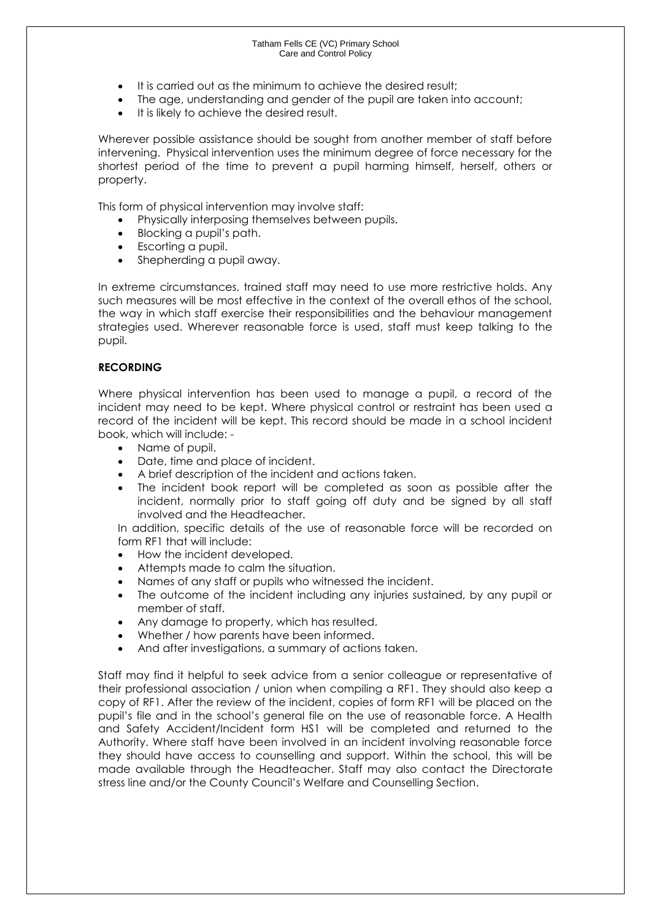- It is carried out as the minimum to achieve the desired result;
- The age, understanding and gender of the pupil are taken into account;
- It is likely to achieve the desired result.

Wherever possible assistance should be sought from another member of staff before intervening. Physical intervention uses the minimum degree of force necessary for the shortest period of the time to prevent a pupil harming himself, herself, others or property.

This form of physical intervention may involve staff:

- Physically interposing themselves between pupils.
- Blocking a pupil's path.
- Escorting a pupil.
- Shepherding a pupil away.

In extreme circumstances, trained staff may need to use more restrictive holds. Any such measures will be most effective in the context of the overall ethos of the school, the way in which staff exercise their responsibilities and the behaviour management strategies used. Wherever reasonable force is used, staff must keep talking to the pupil.

**RECORDING**

Where physical intervention has been used to manage a pupil, a record of the incident may need to be kept. Where physical control or restraint has been used a record of the incident will be kept. This record should be made in a school incident book, which will include: -

- Name of pupil.
- Date, time and place of incident.
- A brief description of the incident and actions taken.
- The incident book report will be completed as soon as possible after the incident, normally prior to staff going off duty and be signed by all staff involved and the Headteacher.

In addition, specific details of the use of reasonable force will be recorded on form RF1 that will include:

- How the incident developed.
- Attempts made to calm the situation.
- Names of any staff or pupils who witnessed the incident.
- The outcome of the incident including any injuries sustained, by any pupil or member of staff.
- Any damage to property, which has resulted.
- Whether / how parents have been informed.
- And after investigations, a summary of actions taken.

Staff may find it helpful to seek advice from a senior colleague or representative of their professional association / union when compiling a RF1. They should also keep a copy of RF1. After the review of the incident, copies of form RF1 will be placed on the pupil's file and in the school's general file on the use of reasonable force. A Health and Safety Accident/Incident form HS1 will be completed and returned to the Authority. Where staff have been involved in an incident involving reasonable force they should have access to counselling and support. Within the school, this will be made available through the Headteacher. Staff may also contact the Directorate stress line and/or the County Council's Welfare and Counselling Section.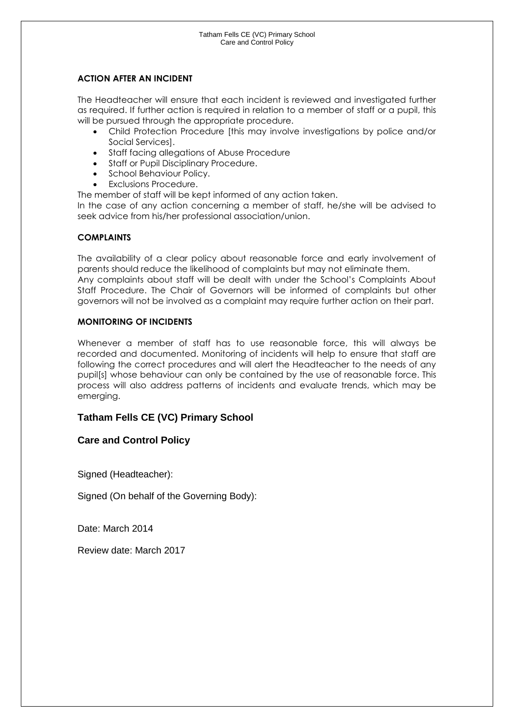### ACTION AFTER AN INCIDENT

The Headteacher will ensure that each incident is reviewed and investigated further as required. If further action is required in relation to a member of staff or a pupil, this will be pursued through the appropriate procedure.

- Child Protection Procedure [this may involve investigations by police and/or Social Services].
- Staff facing allegations of Abuse Procedure
- Staff or Pupil Disciplinary Procedure.
- School Behaviour Policy.
- Exclusions Procedure.

The member of staff will be kept informed of any action taken.
In the case of any action concerning a member of staff, he/she will be advised to seek advice from his/her professional association/union.

### COMPLAINTS

The availability of a clear policy about reasonable force and early involvement of parents should reduce the likelihood of complaints but may not eliminate them.
Any complaints about staff will be dealt with under the School's Complaints About Staff Procedure. The Chair of Governors will be informed of complaints but other governors will not be involved as a complaint may require further action on their part.

### MONITORING OF INCIDENTS

Whenever a member of staff has to use reasonable force, this will always be recorded and documented. Monitoring of incidents will help to ensure that staff are following the correct procedures and will alert the Headteacher to the needs of any pupil[s] whose behaviour can only be contained by the use of reasonable force. This process will also address patterns of incidents and evaluate trends, which may be emerging.

## Tatham Fells CE (VC) Primary School

## Care and Control Policy

Signed (Headteacher):

Signed (On behalf of the Governing Body):

Date: March 2014

Review date: March 2017